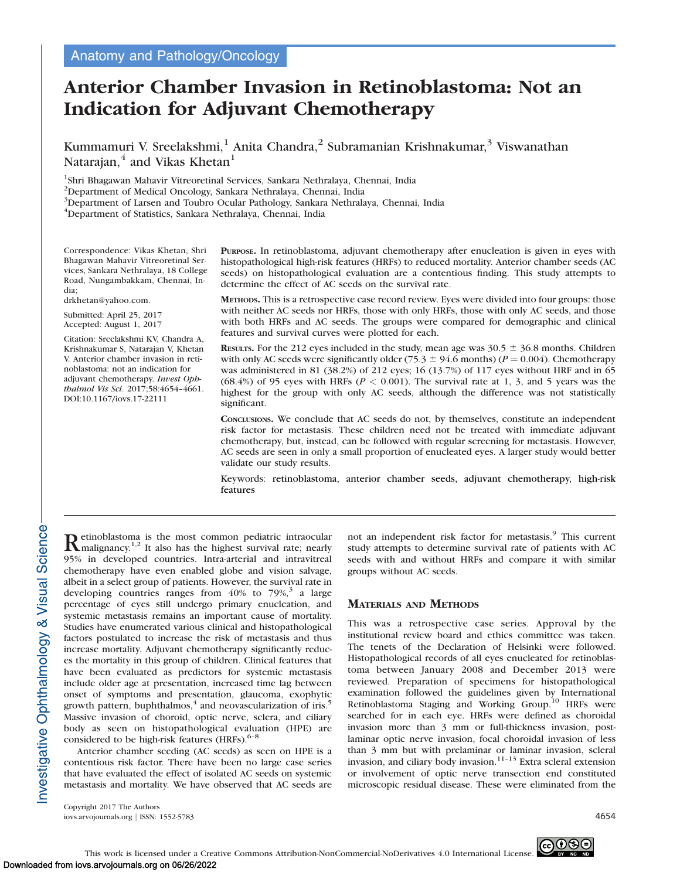Anatomy and Pathology/Oncology

# Anterior Chamber Invasion in Retinoblastoma: Not an Indication for Adjuvant Chemotherapy

Kummamuri V. Sreelakshmi,[1] Anita Chandra,[2] Subramanian Krishnakumar,[3] Viswanathan Natarajan,[4] and Vikas Khetan[1]

[1]Shri Bhagawan Mahavir Vitreoretinal Services, Sankara Nethralaya, Chennai, India
[2]Department of Medical Oncology, Sankara Nethralaya, Chennai, India
[3]Department of Larsen and Toubro Ocular Pathology, Sankara Nethralaya, Chennai, India
[4]Department of Statistics, Sankara Nethralaya, Chennai, India

Correspondence: Vikas Khetan, Shri Bhagawan Mahavir Vitreoretinal Services, Sankara Nethralaya, 18 College Road, Nungambakkam, Chennai, India;
drkhetan@yahoo.com.

Submitted: April 25, 2017
Accepted: August 1, 2017

Citation: Sreelakshmi KV, Chandra A, Krishnakumar S, Natarajan V, Khetan V. Anterior chamber invasion in retinoblastoma: not an indication for adjuvant chemotherapy. *Invest Ophthalmol Vis Sci*. 2017;58:4654–4661. DOI:10.1167/iovs.17-22111

**Purpose.** In retinoblastoma, adjuvant chemotherapy after enucleation is given in eyes with histopathological high-risk features (HRFs) to reduced mortality. Anterior chamber seeds (AC seeds) on histopathological evaluation are a contentious finding. This study attempts to determine the effect of AC seeds on the survival rate.

**Methods.** This is a retrospective case record review. Eyes were divided into four groups: those with neither AC seeds nor HRFs, those with only HRFs, those with only AC seeds, and those with both HRFs and AC seeds. The groups were compared for demographic and clinical features and survival curves were plotted for each.

**Results.** For the 212 eyes included in the study, mean age was 30.5 ± 36.8 months. Children with only AC seeds were significantly older (75.3 ± 94.6 months) ($P = 0.004$). Chemotherapy was administered in 81 (38.2%) of 212 eyes; 16 (13.7%) of 117 eyes without HRF and in 65 (68.4%) of 95 eyes with HRFs ($P < 0.001$). The survival rate at 1, 3, and 5 years was the highest for the group with only AC seeds, although the difference was not statistically significant.

**Conclusions.** We conclude that AC seeds do not, by themselves, constitute an independent risk factor for metastasis. These children need not be treated with immediate adjuvant chemotherapy, but, instead, can be followed with regular screening for metastasis. However, AC seeds are seen in only a small proportion of enucleated eyes. A larger study would better validate our study results.

Keywords: retinoblastoma, anterior chamber seeds, adjuvant chemotherapy, high-risk features

Retinoblastoma is the most common pediatric intraocular malignancy.[1,2] It also has the highest survival rate; nearly 95% in developed countries. Intra-arterial and intravitreal chemotherapy have even enabled globe and vision salvage, albeit in a select group of patients. However, the survival rate in developing countries ranges from 40% to 79%,[3] a large percentage of eyes still undergo primary enucleation, and systemic metastasis remains an important cause of mortality. Studies have enumerated various clinical and histopathological factors postulated to increase the risk of metastasis and thus increase mortality. Adjuvant chemotherapy significantly reduces the mortality in this group of children. Clinical features that have been evaluated as predictors for systemic metastasis include older age at presentation, increased time lag between onset of symptoms and presentation, glaucoma, exophytic growth pattern, buphthalmos,[4] and neovascularization of iris.[5] Massive invasion of choroid, optic nerve, sclera, and ciliary body as seen on histopathological evaluation (HPE) are considered to be high-risk features (HRFs).[6–8]

Anterior chamber seeding (AC seeds) as seen on HPE is a contentious risk factor. There have been no large case series that have evaluated the effect of isolated AC seeds on systemic metastasis and mortality. We have observed that AC seeds are not an independent risk factor for metastasis.[9] This current study attempts to determine survival rate of patients with AC seeds with and without HRFs and compare it with similar groups without AC seeds.

## Materials and Methods

This was a retrospective case series. Approval by the institutional review board and ethics committee was taken. The tenets of the Declaration of Helsinki were followed. Histopathological records of all eyes enucleated for retinoblastoma between January 2008 and December 2013 were reviewed. Preparation of specimens for histopathological examination followed the guidelines given by International Retinoblastoma Staging and Working Group.[10] HRFs were searched for in each eye. HRFs were defined as choroidal invasion more than 3 mm or full-thickness invasion, postlaminar optic nerve invasion, focal choroidal invasion of less than 3 mm but with prelaminar or laminar invasion, scleral invasion, and ciliary body invasion.[11–13] Extra scleral extension or involvement of optic nerve transection end constituted microscopic residual disease. These were eliminated from the

Copyright 2017 The Authors
iovs.arvojournals.org | ISSN: 1552-5783

This work is licensed under a Creative Commons Attribution-NonCommercial-NoDerivatives 4.0 International License.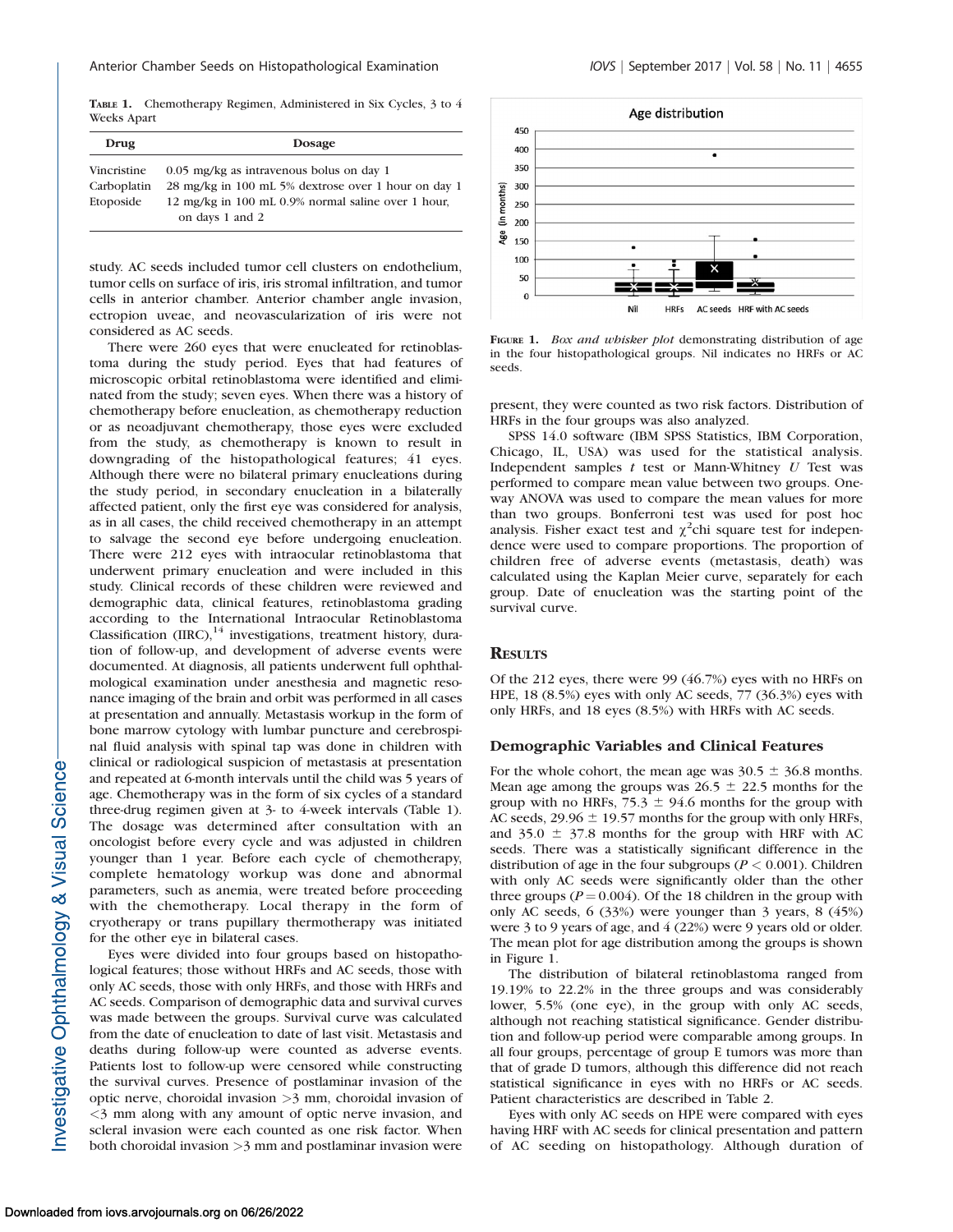TABLE 1. Chemotherapy Regimen, Administered in Six Cycles, 3 to 4 Weeks Apart

| Drug | Dosage |
| --- | --- |
| Vincristine | 0.05 mg/kg as intravenous bolus on day 1 |
| Carboplatin | 28 mg/kg in 100 mL 5% dextrose over 1 hour on day 1 |
| Etoposide | 12 mg/kg in 100 mL 0.9% normal saline over 1 hour, on days 1 and 2 |

study. AC seeds included tumor cell clusters on endothelium, tumor cells on surface of iris, iris stromal infiltration, and tumor cells in anterior chamber. Anterior chamber angle invasion, ectropion uveae, and neovascularization of iris were not considered as AC seeds.

There were 260 eyes that were enucleated for retinoblastoma during the study period. Eyes that had features of microscopic orbital retinoblastoma were identified and eliminated from the study; seven eyes. When there was a history of chemotherapy before enucleation, as chemotherapy reduction or as neoadjuvant chemotherapy, those eyes were excluded from the study, as chemotherapy is known to result in downgrading of the histopathological features; 41 eyes. Although there were no bilateral primary enucleations during the study period, in secondary enucleation in a bilaterally affected patient, only the first eye was considered for analysis, as in all cases, the child received chemotherapy in an attempt to salvage the second eye before undergoing enucleation. There were 212 eyes with intraocular retinoblastoma that underwent primary enucleation and were included in this study. Clinical records of these children were reviewed and demographic data, clinical features, retinoblastoma grading according to the International Intraocular Retinoblastoma Classification (IIRC),[14] investigations, treatment history, duration of follow-up, and development of adverse events were documented. At diagnosis, all patients underwent full ophthalmological examination under anesthesia and magnetic resonance imaging of the brain and orbit was performed in all cases at presentation and annually. Metastasis workup in the form of bone marrow cytology with lumbar puncture and cerebrospinal fluid analysis with spinal tap was done in children with clinical or radiological suspicion of metastasis at presentation and repeated at 6-month intervals until the child was 5 years of age. Chemotherapy was in the form of six cycles of a standard three-drug regimen given at 3- to 4-week intervals (Table 1). The dosage was determined after consultation with an oncologist before every cycle and was adjusted in children younger than 1 year. Before each cycle of chemotherapy, complete hematology workup was done and abnormal parameters, such as anemia, were treated before proceeding with the chemotherapy. Local therapy in the form of cryotherapy or trans pupillary thermotherapy was initiated for the other eye in bilateral cases.

Eyes were divided into four groups based on histopathological features; those without HRFs and AC seeds, those with only AC seeds, those with only HRFs, and those with HRFs and AC seeds. Comparison of demographic data and survival curves was made between the groups. Survival curve was calculated from the date of enucleation to date of last visit. Metastasis and deaths during follow-up were counted as adverse events. Patients lost to follow-up were censored while constructing the survival curves. Presence of postlaminar invasion of the optic nerve, choroidal invasion >3 mm, choroidal invasion of <3 mm along with any amount of optic nerve invasion, and scleral invasion were each counted as one risk factor. When both choroidal invasion >3 mm and postlaminar invasion were present, they were counted as two risk factors. Distribution of HRFs in the four groups was also analyzed.

SPSS 14.0 software (IBM SPSS Statistics, IBM Corporation, Chicago, IL, USA) was used for the statistical analysis. Independent samples $t$ test or Mann-Whitney $U$ Test was performed to compare mean value between two groups. One-way ANOVA was used to compare the mean values for more than two groups. Bonferroni test was used for post hoc analysis. Fisher exact test and $\chi^2$chi square test for independence were used to compare proportions. The proportion of children free of adverse events (metastasis, death) was calculated using the Kaplan Meier curve, separately for each group. Date of enucleation was the starting point of the survival curve.

FIGURE 1. *Box and whisker plot* demonstrating distribution of age in the four histopathological groups. Nil indicates no HRFs or AC seeds.

## RESULTS

Of the 212 eyes, there were 99 (46.7%) eyes with no HRFs on HPE, 18 (8.5%) eyes with only AC seeds, 77 (36.3%) eyes with only HRFs, and 18 eyes (8.5%) with HRFs with AC seeds.

### Demographic Variables and Clinical Features

For the whole cohort, the mean age was 30.5 ± 36.8 months. Mean age among the groups was 26.5 ± 22.5 months for the group with no HRFs, 75.3 ± 94.6 months for the group with AC seeds, 29.96 ± 19.57 months for the group with only HRFs, and 35.0 ± 37.8 months for the group with HRF with AC seeds. There was a statistically significant difference in the distribution of age in the four subgroups ($P < 0.001$). Children with only AC seeds were significantly older than the other three groups ($P = 0.004$). Of the 18 children in the group with only AC seeds, 6 (33%) were younger than 3 years, 8 (45%) were 3 to 9 years of age, and 4 (22%) were 9 years old or older. The mean plot for age distribution among the groups is shown in Figure 1.

The distribution of bilateral retinoblastoma ranged from 19.19% to 22.2% in the three groups and was considerably lower, 5.5% (one eye), in the group with only AC seeds, although not reaching statistical significance. Gender distribution and follow-up period were comparable among groups. In all four groups, percentage of group E tumors was more than that of grade D tumors, although this difference did not reach statistical significance in eyes with no HRFs or AC seeds. Patient characteristics are described in Table 2.

Eyes with only AC seeds on HPE were compared with eyes having HRF with AC seeds for clinical presentation and pattern of AC seeding on histopathology. Although duration of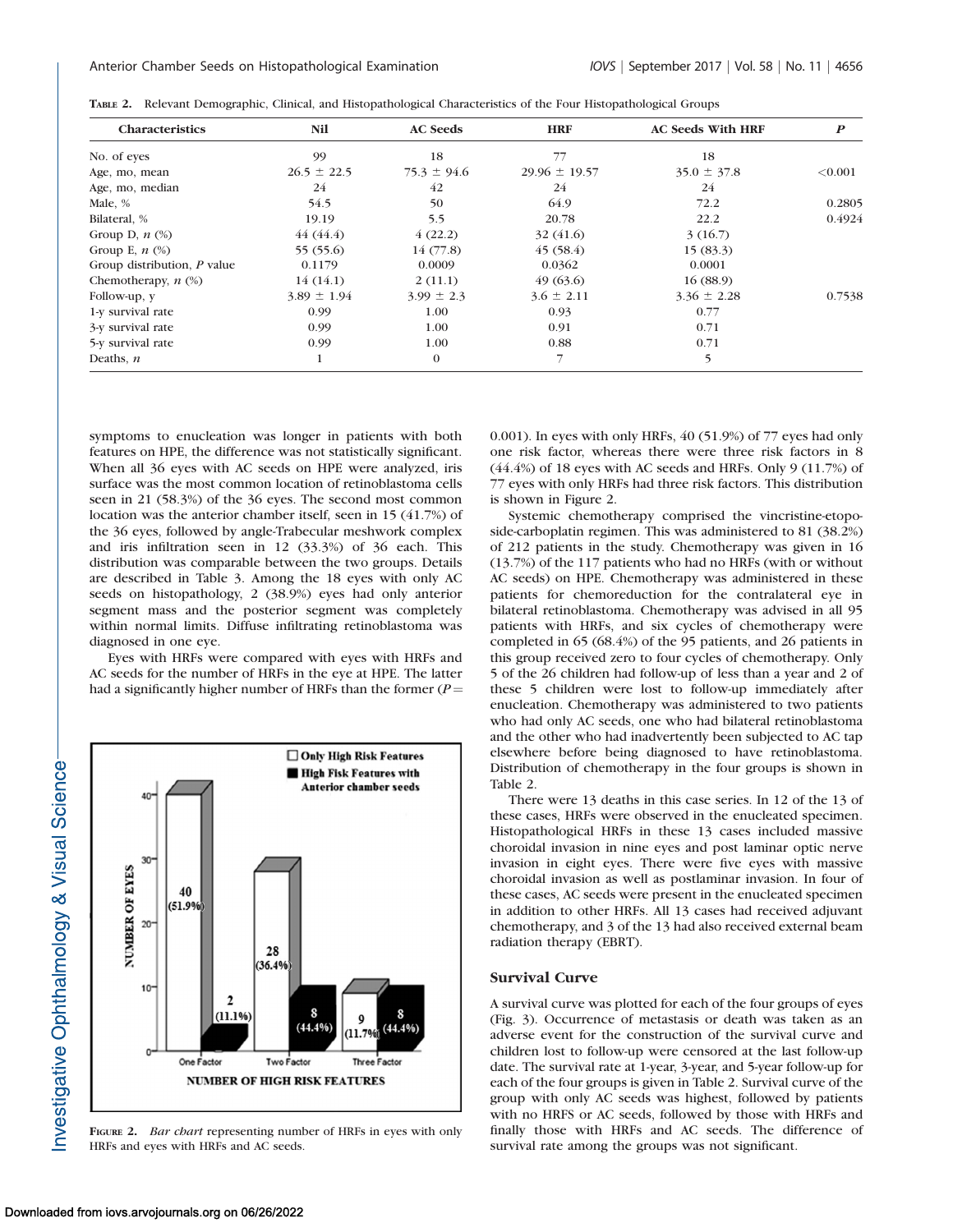TABLE 2. Relevant Demographic, Clinical, and Histopathological Characteristics of the Four Histopathological Groups

| Characteristics | Nil | AC Seeds | HRF | AC Seeds With HRF | P |
|---|---|---|---|---|---|
| No. of eyes | 99 | 18 | 77 | 18 | |
| Age, mo, mean | 26.5 ± 22.5 | 75.3 ± 94.6 | 29.96 ± 19.57 | 35.0 ± 37.8 | <0.001 |
| Age, mo, median | 24 | 42 | 24 | 24 | |
| Male, % | 54.5 | 50 | 64.9 | 72.2 | 0.2805 |
| Bilateral, % | 19.19 | 5.5 | 20.78 | 22.2 | 0.4924 |
| Group D, *n* (%) | 44 (44.4) | 4 (22.2) | 32 (41.6) | 3 (16.7) | |
| Group E, *n* (%) | 55 (55.6) | 14 (77.8) | 45 (58.4) | 15 (83.3) | |
| Group distribution, *P* value | 0.1179 | 0.0009 | 0.0362 | 0.0001 | |
| Chemotherapy, *n* (%) | 14 (14.1) | 2 (11.1) | 49 (63.6) | 16 (88.9) | |
| Follow-up, y | 3.89 ± 1.94 | 3.99 ± 2.3 | 3.6 ± 2.11 | 3.36 ± 2.28 | 0.7538 |
| 1-y survival rate | 0.99 | 1.00 | 0.93 | 0.77 | |
| 3-y survival rate | 0.99 | 1.00 | 0.91 | 0.71 | |
| 5-y survival rate | 0.99 | 1.00 | 0.88 | 0.71 | |
| Deaths, *n* | 1 | 0 | 7 | 5 | |

symptoms to enucleation was longer in patients with both features on HPE, the difference was not statistically significant. When all 36 eyes with AC seeds on HPE were analyzed, iris surface was the most common location of retinoblastoma cells seen in 21 (58.3%) of the 36 eyes. The second most common location was the anterior chamber itself, seen in 15 (41.7%) of the 36 eyes, followed by angle-Trabecular meshwork complex and iris infiltration seen in 12 (33.3%) of 36 each. This distribution was comparable between the two groups. Details are described in Table 3. Among the 18 eyes with only AC seeds on histopathology, 2 (38.9%) eyes had only anterior segment mass and the posterior segment was completely within normal limits. Diffuse infiltrating retinoblastoma was diagnosed in one eye.

Eyes with HRFs were compared with eyes with HRFs and AC seeds for the number of HRFs in the eye at HPE. The latter had a significantly higher number of HRFs than the former ($P =$ 0.001). In eyes with only HRFs, 40 (51.9%) of 77 eyes had only one risk factor, whereas there were three risk factors in 8 (44.4%) of 18 eyes with AC seeds and HRFs. Only 9 (11.7%) of 77 eyes with only HRFs had three risk factors. This distribution is shown in Figure 2.

FIGURE 2. *Bar chart* representing number of HRFs in eyes with only HRFs and eyes with HRFs and AC seeds.

Systemic chemotherapy comprised the vincristine-etoposide-carboplatin regimen. This was administered to 81 (38.2%) of 212 patients in the study. Chemotherapy was given in 16 (13.7%) of the 117 patients who had no HRFs (with or without AC seeds) on HPE. Chemotherapy was administered in these patients for chemoreduction for the contralateral eye in bilateral retinoblastoma. Chemotherapy was advised in all 95 patients with HRFs, and six cycles of chemotherapy were completed in 65 (68.4%) of the 95 patients, and 26 patients in this group received zero to four cycles of chemotherapy. Only 5 of the 26 children had follow-up of less than a year and 2 of these 5 children were lost to follow-up immediately after enucleation. Chemotherapy was administered to two patients who had only AC seeds, one who had bilateral retinoblastoma and the other who had inadvertently been subjected to AC tap elsewhere before being diagnosed to have retinoblastoma. Distribution of chemotherapy in the four groups is shown in Table 2.

There were 13 deaths in this case series. In 12 of the 13 of these cases, HRFs were observed in the enucleated specimen. Histopathological HRFs in these 13 cases included massive choroidal invasion in nine eyes and post laminar optic nerve invasion in eight eyes. There were five eyes with massive choroidal invasion as well as postlaminar invasion. In four of these cases, AC seeds were present in the enucleated specimen in addition to other HRFs. All 13 cases had received adjuvant chemotherapy, and 3 of the 13 had also received external beam radiation therapy (EBRT).

## Survival Curve

A survival curve was plotted for each of the four groups of eyes (Fig. 3). Occurrence of metastasis or death was taken as an adverse event for the construction of the survival curve and children lost to follow-up were censored at the last follow-up date. The survival rate at 1-year, 3-year, and 5-year follow-up for each of the four groups is given in Table 2. Survival curve of the group with only AC seeds was highest, followed by patients with no HRFS or AC seeds, followed by those with HRFs and finally those with HRFs and AC seeds. The difference of survival rate among the groups was not significant.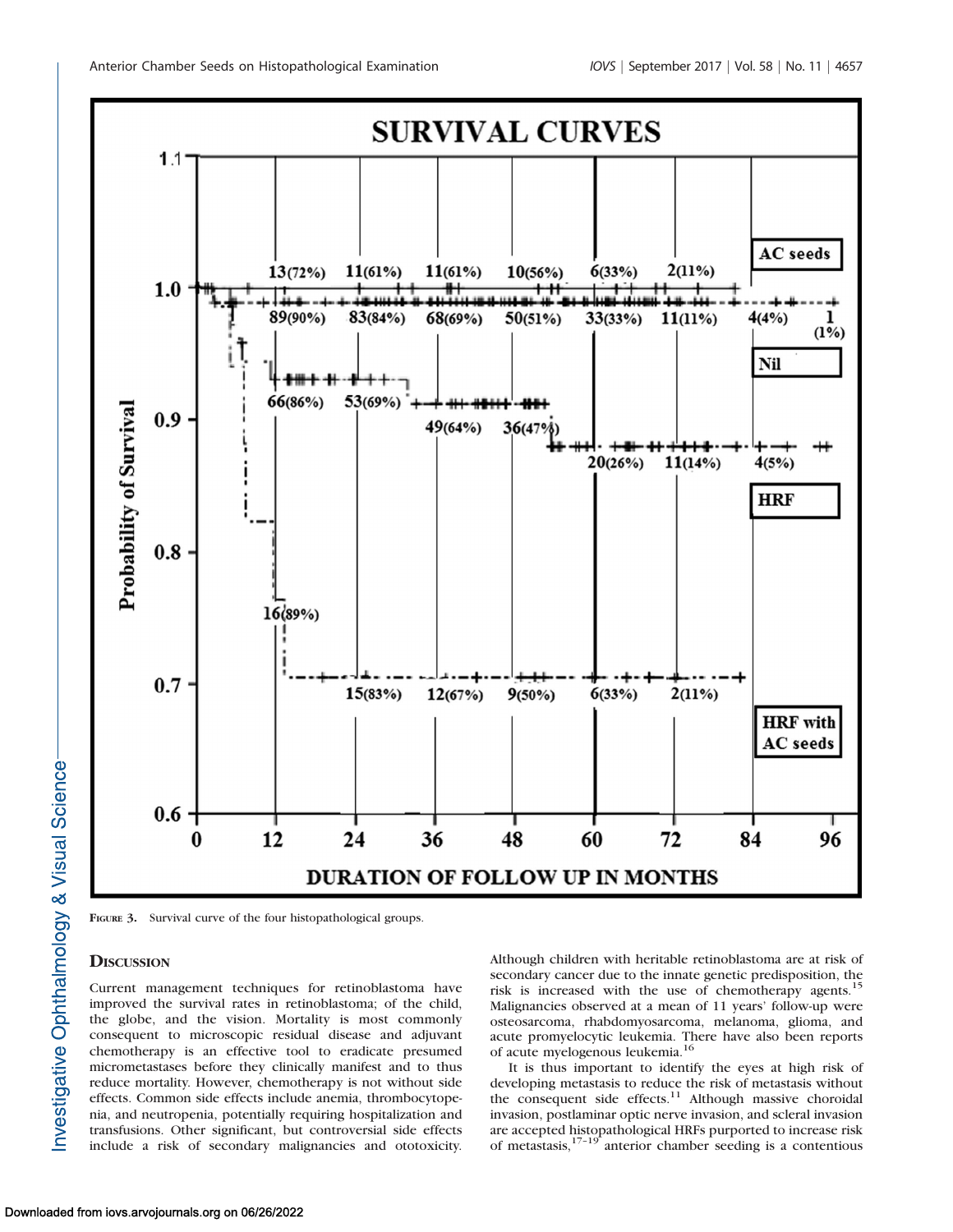Figure 3. Survival curve of the four histopathological groups.

## Discussion

Current management techniques for retinoblastoma have improved the survival rates in retinoblastoma; of the child, the globe, and the vision. Mortality is most commonly consequent to microscopic residual disease and adjuvant chemotherapy is an effective tool to eradicate presumed micrometastases before they clinically manifest and to thus reduce mortality. However, chemotherapy is not without side effects. Common side effects include anemia, thrombocytopenia, and neutropenia, potentially requiring hospitalization and transfusions. Other significant, but controversial side effects include a risk of secondary malignancies and ototoxicity. Although children with heritable retinoblastoma are at risk of secondary cancer due to the innate genetic predisposition, the risk is increased with the use of chemotherapy agents.[15] Malignancies observed at a mean of 11 years' follow-up were osteosarcoma, rhabdomyosarcoma, melanoma, glioma, and acute promyelocytic leukemia. There have also been reports of acute myelogenous leukemia.[16]

It is thus important to identify the eyes at high risk of developing metastasis to reduce the risk of metastasis without the consequent side effects.[11] Although massive choroidal invasion, postlaminar optic nerve invasion, and scleral invasion are accepted histopathological HRFs purported to increase risk of metastasis,[17–19] anterior chamber seeding is a contentious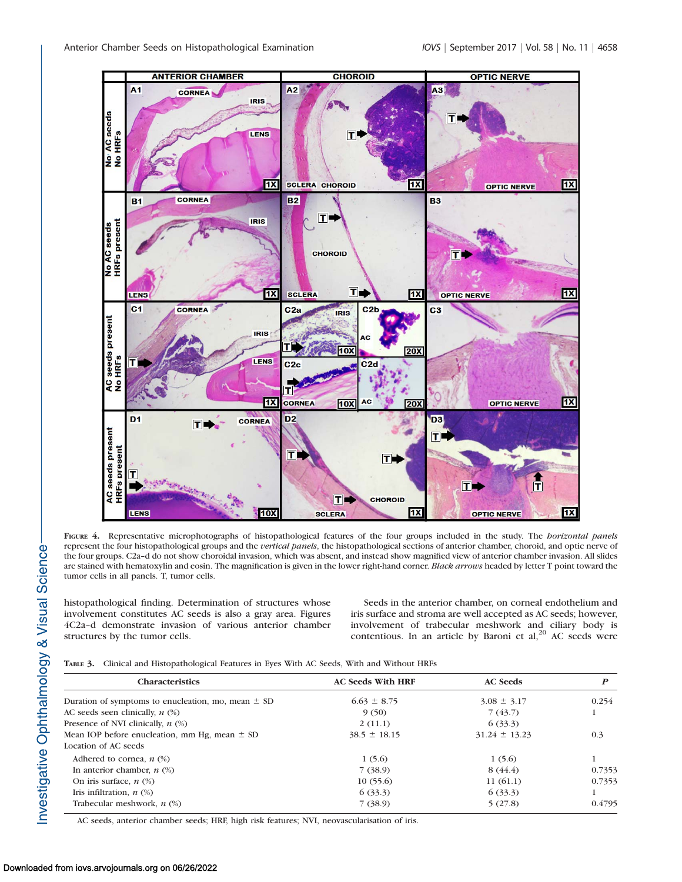FIGURE 4. Representative microphotographs of histopathological features of the four groups included in the study. The *horizontal panels* represent the four histopathological groups and the *vertical panels*, the histopathological sections of anterior chamber, choroid, and optic nerve of the four groups. C2a–d do not show choroidal invasion, which was absent, and instead show magnified view of anterior chamber invasion. All slides are stained with hematoxylin and eosin. The magnification is given in the lower right-hand corner. *Black arrows* headed by letter T point toward the tumor cells in all panels. T, tumor cells.

histopathological finding. Determination of structures whose involvement constitutes AC seeds is also a gray area. Figures 4C2a–d demonstrate invasion of various anterior chamber structures by the tumor cells.

Seeds in the anterior chamber, on corneal endothelium and iris surface and stroma are well accepted as AC seeds; however, involvement of trabecular meshwork and ciliary body is contentious. In an article by Baroni et al,[20] AC seeds were

TABLE 3. Clinical and Histopathological Features in Eyes With AC Seeds, With and Without HRFs

| Characteristics | AC Seeds With HRF | AC Seeds | *P* |
|---|---|---|---|
| Duration of symptoms to enucleation, mo, mean ± SD | 6.63 ± 8.75 | 3.08 ± 3.17 | 0.254 |
| AC seeds seen clinically, *n* (%) | 9 (50) | 7 (43.7) | 1 |
| Presence of NVI clinically, *n* (%) | 2 (11.1) | 6 (33.3) | |
| Mean IOP before enucleation, mm Hg, mean ± SD | 38.5 ± 18.15 | 31.24 ± 13.23 | 0.3 |
| Location of AC seeds | | | |
| Adhered to cornea, *n* (%) | 1 (5.6) | 1 (5.6) | 1 |
| In anterior chamber, *n* (%) | 7 (38.9) | 8 (44.4) | 0.7353 |
| On iris surface, *n* (%) | 10 (55.6) | 11 (61.1) | 0.7353 |
| Iris infiltration, *n* (%) | 6 (33.3) | 6 (33.3) | 1 |
| Trabecular meshwork, *n* (%) | 7 (38.9) | 5 (27.8) | 0.4795 |

AC seeds, anterior chamber seeds; HRF, high risk features; NVI, neovascularisation of iris.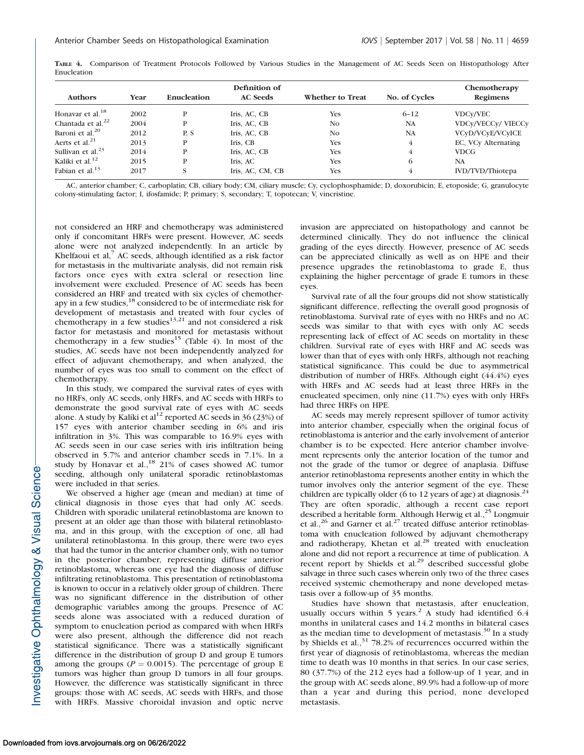TABLE 4. Comparison of Treatment Protocols Followed by Various Studies in the Management of AC Seeds Seen on Histopathology After Enucleation

| Authors | Year | Enucleation | Definition of AC Seeds | Whether to Treat | No. of Cycles | Chemotherapy Regimens |
|---|---|---|---|---|---|---|
| Honavar et al.[18] | 2002 | P | Iris, AC, CB | Yes | 6–12 | VDCy/VEC |
| Chantada et al.[22] | 2004 | P | Iris, AC, CB | No | NA | VDCy/VECCy/ VIECCy |
| Baroni et al.[20] | 2012 | P, S | Iris, AC, CB | No | NA | VCyD/VCyE/VCyICE |
| Aerts et al.[21] | 2013 | P | Iris, CB | Yes | 4 | EC, VCy Alternating |
| Sullivan et al.[23] | 2014 | P | Iris, AC, CB | Yes | 4 | VDCG |
| Kaliki et al.[12] | 2015 | P | Iris, AC | Yes | 6 | NA |
| Fabian et al.[13] | 2017 | S | Iris, AC, CM, CB | Yes | 4 | IVD/TVD/Thiotepa |

AC, anterior chamber; C, carboplatin; CB, ciliary body; CM, ciliary muscle; Cy, cyclophosphamide; D, doxorubicin; E, etoposide; G, granulocyte colony-stimulating factor; I, ifosfamide; P, primary; S, secondary; T, topotecan; V, vincristine.

not considered an HRF and chemotherapy was administered only if concomitant HRFs were present. However, AC seeds alone were not analyzed independently. In an article by Khelfaoui et al,[7] AC seeds, although identified as a risk factor for metastasis in the multivariate analysis, did not remain risk factors once eyes with extra scleral or resection line involvement were excluded. Presence of AC seeds has been considered an HRF and treated with six cycles of chemotherapy in a few studies,[18] considered to be of intermediate risk for development of metastasis and treated with four cycles of chemotherapy in a few studies[13,21] and not considered a risk factor for metastasis and monitored for metastasis without chemotherapy in a few studies[15] (Table 4). In most of the studies, AC seeds have not been independently analyzed for effect of adjuvant chemotherapy, and when analyzed, the number of eyes was too small to comment on the effect of chemotherapy.

In this study, we compared the survival rates of eyes with no HRFs, only AC seeds, only HRFs, and AC seeds with HRFs to demonstrate the good survival rate of eyes with AC seeds alone. A study by Kaliki et al[12] reported AC seeds in 36 (23%) of 157 eyes with anterior chamber seeding in 6% and iris infiltration in 3%. This was comparable to 16.9% eyes with AC seeds seen in our case series with iris infiltration being observed in 5.7% and anterior chamber seeds in 7.1%. In a study by Honavar et al.,[18] 21% of cases showed AC tumor seeding, although only unilateral sporadic retinoblastomas were included in that series.

We observed a higher age (mean and median) at time of clinical diagnosis in those eyes that had only AC seeds. Children with sporadic unilateral retinoblastoma are known to present at an older age than those with bilateral retinoblastoma, and in this group, with the exception of one, all had unilateral retinoblastoma. In this group, there were two eyes that had the tumor in the anterior chamber only, with no tumor in the posterior chamber, representing diffuse anterior retinoblastoma, whereas one eye had the diagnosis of diffuse infiltrating retinoblastoma. This presentation of retinoblastoma is known to occur in a relatively older group of children. There was no significant difference in the distribution of other demographic variables among the groups. Presence of AC seeds alone was associated with a reduced duration of symptom to enucleation period as compared with when HRFs were also present, although the difference did not reach statistical significance. There was a statistically significant difference in the distribution of group D and group E tumors among the groups ($P = 0.0015$). The percentage of group E tumors was higher than group D tumors in all four groups. However, the difference was statistically significant in three groups: those with AC seeds, AC seeds with HRFs, and those with HRFs. Massive choroidal invasion and optic nerve invasion are appreciated on histopathology and cannot be determined clinically. They do not influence the clinical grading of the eyes directly. However, presence of AC seeds can be appreciated clinically as well as on HPE and their presence upgrades the retinoblastoma to grade E, thus explaining the higher percentage of grade E tumors in these eyes.

Survival rate of all the four groups did not show statistically significant difference, reflecting the overall good prognosis of retinoblastoma. Survival rate of eyes with no HRFs and no AC seeds was similar to that with eyes with only AC seeds representing lack of effect of AC seeds on mortality in these children. Survival rate of eyes with HRF and AC seeds was lower than that of eyes with only HRFs, although not reaching statistical significance. This could be due to asymmetrical distribution of number of HRFs. Although eight (44.4%) eyes with HRFs and AC seeds had at least three HRFs in the enucleated specimen, only nine (11.7%) eyes with only HRFs had three HRFs on HPE.

AC seeds may merely represent spillover of tumor activity into anterior chamber, especially when the original focus of retinoblastoma is anterior and the early involvement of anterior chamber is to be expected. Here anterior chamber involvement represents only the anterior location of the tumor and not the grade of the tumor or degree of anaplasia. Diffuse anterior retinoblastoma represents another entity in which the tumor involves only the anterior segment of the eye. These children are typically older (6 to 12 years of age) at diagnosis.[24] They are often sporadic, although a recent case report described a heritable form. Although Herwig et al.,[25] Longmuir et al.,[26] and Garner et al.[27] treated diffuse anterior retinoblastoma with enucleation followed by adjuvant chemotherapy and radiotherapy, Khetan et al.[28] treated with enucleation alone and did not report a recurrence at time of publication. A recent report by Shields et al.[29] described successful globe salvage in three such cases wherein only two of the three cases received systemic chemotherapy and none developed metastasis over a follow-up of 35 months.

Studies have shown that metastasis, after enucleation, usually occurs within 5 years.[2] A study had identified 6.4 months in unilateral cases and 14.2 months in bilateral cases as the median time to development of metastasis.[30] In a study by Shields et al.,[31] 78.2% of recurrences occurred within the first year of diagnosis of retinoblastoma, whereas the median time to death was 10 months in that series. In our case series, 80 (37.7%) of the 212 eyes had a follow-up of 1 year, and in the group with AC seeds alone, 89.9% had a follow-up of more than a year and during this period, none developed metastasis.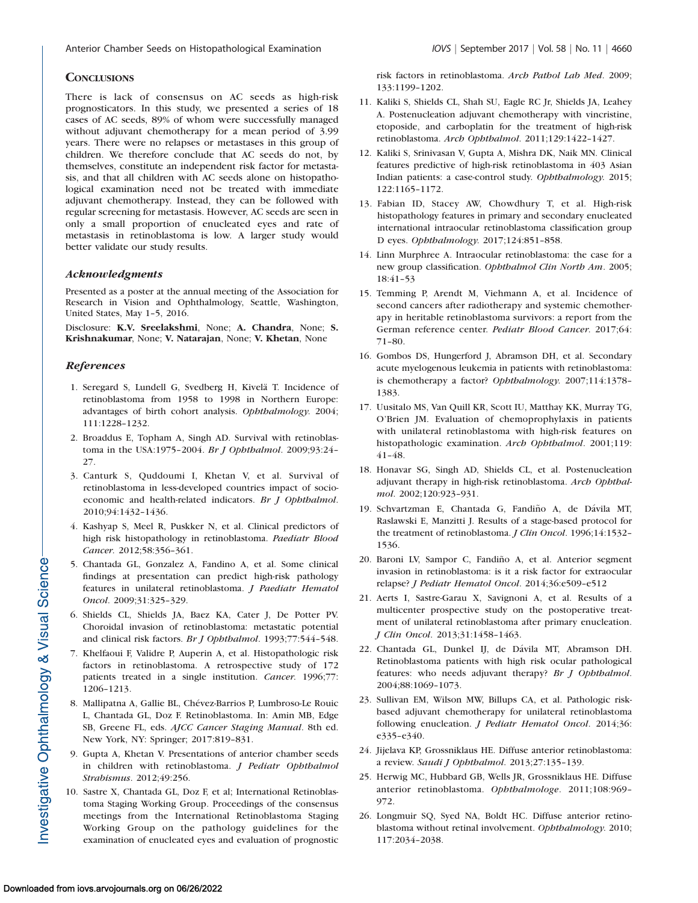## Conclusions

There is lack of consensus on AC seeds as high-risk prognosticators. In this study, we presented a series of 18 cases of AC seeds, 89% of whom were successfully managed without adjuvant chemotherapy for a mean period of 3.99 years. There were no relapses or metastases in this group of children. We therefore conclude that AC seeds do not, by themselves, constitute an independent risk factor for metastasis, and that all children with AC seeds alone on histopathological examination need not be treated with immediate adjuvant chemotherapy. Instead, they can be followed with regular screening for metastasis. However, AC seeds are seen in only a small proportion of enucleated eyes and rate of metastasis in retinoblastoma is low. A larger study would better validate our study results.

### Acknowledgments

Presented as a poster at the annual meeting of the Association for Research in Vision and Ophthalmology, Seattle, Washington, United States, May 1–5, 2016.

Disclosure: **K.V. Sreelakshmi**, None; **A. Chandra**, None; **S. Krishnakumar**, None; **V. Natarajan**, None; **V. Khetan**, None

### References

1. Seregard S, Lundell G, Svedberg H, Kivelä T. Incidence of retinoblastoma from 1958 to 1998 in Northern Europe: advantages of birth cohort analysis. *Ophthalmology*. 2004; 111:1228–1232.
2. Broaddus E, Topham A, Singh AD. Survival with retinoblastoma in the USA:1975–2004. *Br J Ophthalmol*. 2009;93:24–27.
3. Canturk S, Quddoumi I, Khetan V, et al. Survival of retinoblastoma in less-developed countries impact of socioeconomic and health-related indicators. *Br J Ophthalmol*. 2010;94:1432–1436.
4. Kashyap S, Meel R, Puskker N, et al. Clinical predictors of high risk histopathology in retinoblastoma. *Paediatr Blood Cancer*. 2012;58:356–361.
5. Chantada GL, Gonzalez A, Fandino A, et al. Some clinical findings at presentation can predict high-risk pathology features in unilateral retinoblastoma. *J Paediatr Hematol Oncol*. 2009;31:325–329.
6. Shields CL, Shields JA, Baez KA, Cater J, De Potter PV. Choroidal invasion of retinoblastoma: metastatic potential and clinical risk factors. *Br J Ophthalmol*. 1993;77:544–548.
7. Khelfaoui F, Validre P, Auperin A, et al. Histopathologic risk factors in retinoblastoma. A retrospective study of 172 patients treated in a single institution. *Cancer*. 1996;77: 1206–1213.
8. Mallipatna A, Gallie BL, Chévez-Barrios P, Lumbroso-Le Rouic L, Chantada GL, Doz F. Retinoblastoma. In: Amin MB, Edge SB, Greene FL, eds. *AJCC Cancer Staging Manual*. 8th ed. New York, NY: Springer; 2017:819–831.
9. Gupta A, Khetan V. Presentations of anterior chamber seeds in children with retinoblastoma. *J Pediatr Ophthalmol Strabismus*. 2012;49:256.
10. Sastre X, Chantada GL, Doz F, et al; International Retinoblastoma Staging Working Group. Proceedings of the consensus meetings from the International Retinoblastoma Staging Working Group on the pathology guidelines for the examination of enucleated eyes and evaluation of prognostic risk factors in retinoblastoma. *Arch Pathol Lab Med*. 2009; 133:1199–1202.
11. Kaliki S, Shields CL, Shah SU, Eagle RC Jr, Shields JA, Leahey A. Postenucleation adjuvant chemotherapy with vincristine, etoposide, and carboplatin for the treatment of high-risk retinoblastoma. *Arch Ophthalmol*. 2011;129:1422–1427.
12. Kaliki S, Srinivasan V, Gupta A, Mishra DK, Naik MN. Clinical features predictive of high-risk retinoblastoma in 403 Asian Indian patients: a case-control study. *Ophthalmology*. 2015; 122:1165–1172.
13. Fabian ID, Stacey AW, Chowdhury T, et al. High-risk histopathology features in primary and secondary enucleated international intraocular retinoblastoma classification group D eyes. *Ophthalmology*. 2017;124:851–858.
14. Linn Murphree A. Intraocular retinoblastoma: the case for a new group classification. *Ophthalmol Clin North Am*. 2005; 18:41–53
15. Temming P, Arendt M, Viehmann A, et al. Incidence of second cancers after radiotherapy and systemic chemotherapy in heritable retinoblastoma survivors: a report from the German reference center. *Pediatr Blood Cancer*. 2017;64: 71–80.
16. Gombos DS, Hungerford J, Abramson DH, et al. Secondary acute myelogenous leukemia in patients with retinoblastoma: is chemotherapy a factor? *Ophthalmology*. 2007;114:1378–1383.
17. Uusitalo MS, Van Quill KR, Scott IU, Matthay KK, Murray TG, O'Brien JM. Evaluation of chemoprophylaxis in patients with unilateral retinoblastoma with high-risk features on histopathologic examination. *Arch Ophthalmol*. 2001;119: 41–48.
18. Honavar SG, Singh AD, Shields CL, et al. Postenucleation adjuvant therapy in high-risk retinoblastoma. *Arch Ophthalmol*. 2002;120:923–931.
19. Schvartzman E, Chantada G, Fandiño A, de Dávila MT, Raslawski E, Manzitti J. Results of a stage-based protocol for the treatment of retinoblastoma. *J Clin Oncol*. 1996;14:1532–1536.
20. Baroni LV, Sampor C, Fandiño A, et al. Anterior segment invasion in retinoblastoma: is it a risk factor for extraocular relapse? *J Pediatr Hematol Oncol*. 2014;36:e509–e512
21. Aerts I, Sastre-Garau X, Savignoni A, et al. Results of a multicenter prospective study on the postoperative treatment of unilateral retinoblastoma after primary enucleation. *J Clin Oncol*. 2013;31:1458–1463.
22. Chantada GL, Dunkel IJ, de Dávila MT, Abramson DH. Retinoblastoma patients with high risk ocular pathological features: who needs adjuvant therapy? *Br J Ophthalmol*. 2004;88:1069–1073.
23. Sullivan EM, Wilson MW, Billups CA, et al. Pathologic risk-based adjuvant chemotherapy for unilateral retinoblastoma following enucleation. *J Pediatr Hematol Oncol*. 2014;36: e335–e340.
24. Jijelava KP, Grossniklaus HE. Diffuse anterior retinoblastoma: a review. *Saudi J Ophthalmol*. 2013;27:135–139.
25. Herwig MC, Hubbard GB, Wells JR, Grossniklaus HE. Diffuse anterior retinoblastoma. *Ophthalmologe*. 2011;108:969–972.
26. Longmuir SQ, Syed NA, Boldt HC. Diffuse anterior retinoblastoma without retinal involvement. *Ophthalmology*. 2010; 117:2034–2038.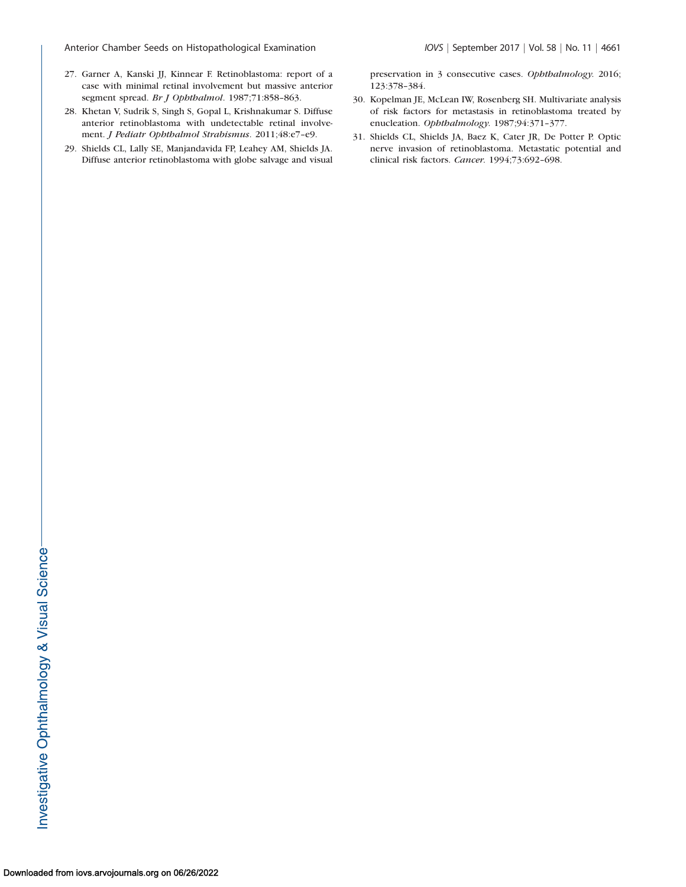27. Garner A, Kanski JJ, Kinnear F. Retinoblastoma: report of a case with minimal retinal involvement but massive anterior segment spread. *Br J Ophthalmol*. 1987;71:858–863.
28. Khetan V, Sudrik S, Singh S, Gopal L, Krishnakumar S. Diffuse anterior retinoblastoma with undetectable retinal involvement. *J Pediatr Ophthalmol Strabismus*. 2011;48:e7–e9.
29. Shields CL, Lally SE, Manjandavida FP, Leahey AM, Shields JA. Diffuse anterior retinoblastoma with globe salvage and visual preservation in 3 consecutive cases. *Ophthalmology*. 2016; 123:378–384.
30. Kopelman JE, McLean IW, Rosenberg SH. Multivariate analysis of risk factors for metastasis in retinoblastoma treated by enucleation. *Ophthalmology*. 1987;94:371–377.
31. Shields CL, Shields JA, Baez K, Cater JR, De Potter P. Optic nerve invasion of retinoblastoma. Metastatic potential and clinical risk factors. *Cancer*. 1994;73:692–698.